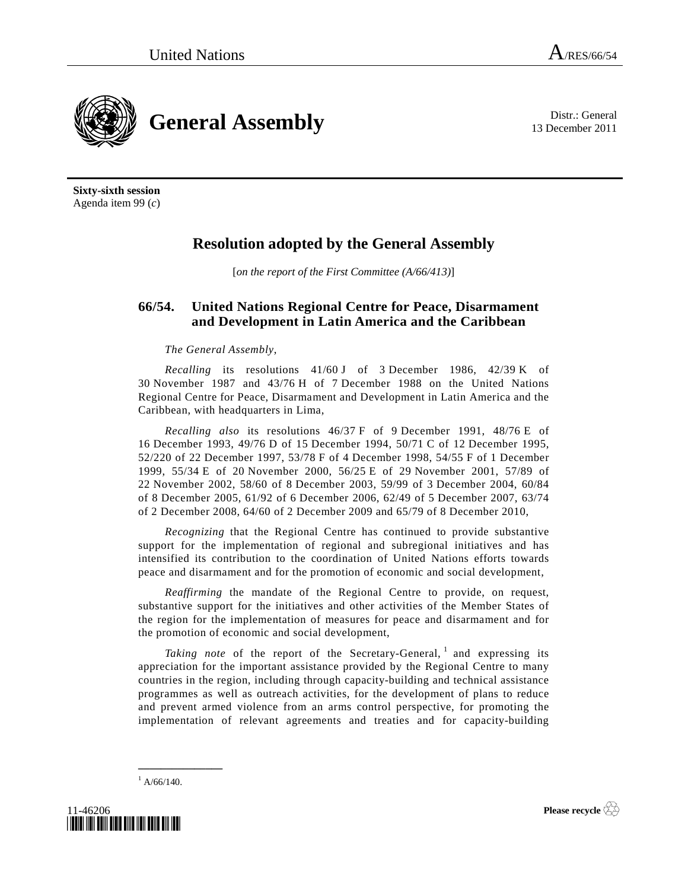United Nations A/RES/66/54

# General Assembly

Distr.: General
13 December 2011

**Sixty-sixth session**
Agenda item 99 (*c*)

## Resolution adopted by the General Assembly

[*on the report of the First Committee (A/66/413)*]

### 66/54. United Nations Regional Centre for Peace, Disarmament and Development in Latin America and the Caribbean

*The General Assembly*,

*Recalling* its resolutions 41/60 J of 3 December 1986, 42/39 K of 30 November 1987 and 43/76 H of 7 December 1988 on the United Nations Regional Centre for Peace, Disarmament and Development in Latin America and the Caribbean, with headquarters in Lima,

*Recalling also* its resolutions 46/37 F of 9 December 1991, 48/76 E of 16 December 1993, 49/76 D of 15 December 1994, 50/71 C of 12 December 1995, 52/220 of 22 December 1997, 53/78 F of 4 December 1998, 54/55 F of 1 December 1999, 55/34 E of 20 November 2000, 56/25 E of 29 November 2001, 57/89 of 22 November 2002, 58/60 of 8 December 2003, 59/99 of 3 December 2004, 60/84 of 8 December 2005, 61/92 of 6 December 2006, 62/49 of 5 December 2007, 63/74 of 2 December 2008, 64/60 of 2 December 2009 and 65/79 of 8 December 2010,

*Recognizing* that the Regional Centre has continued to provide substantive support for the implementation of regional and subregional initiatives and has intensified its contribution to the coordination of United Nations efforts towards peace and disarmament and for the promotion of economic and social development,

*Reaffirming* the mandate of the Regional Centre to provide, on request, substantive support for the initiatives and other activities of the Member States of the region for the implementation of measures for peace and disarmament and for the promotion of economic and social development,

*Taking note* of the report of the Secretary-General,[1] and expressing its appreciation for the important assistance provided by the Regional Centre to many countries in the region, including through capacity-building and technical assistance programmes as well as outreach activities, for the development of plans to reduce and prevent armed violence from an arms control perspective, for promoting the implementation of relevant agreements and treaties and for capacity-building

---

[1] A/66/140.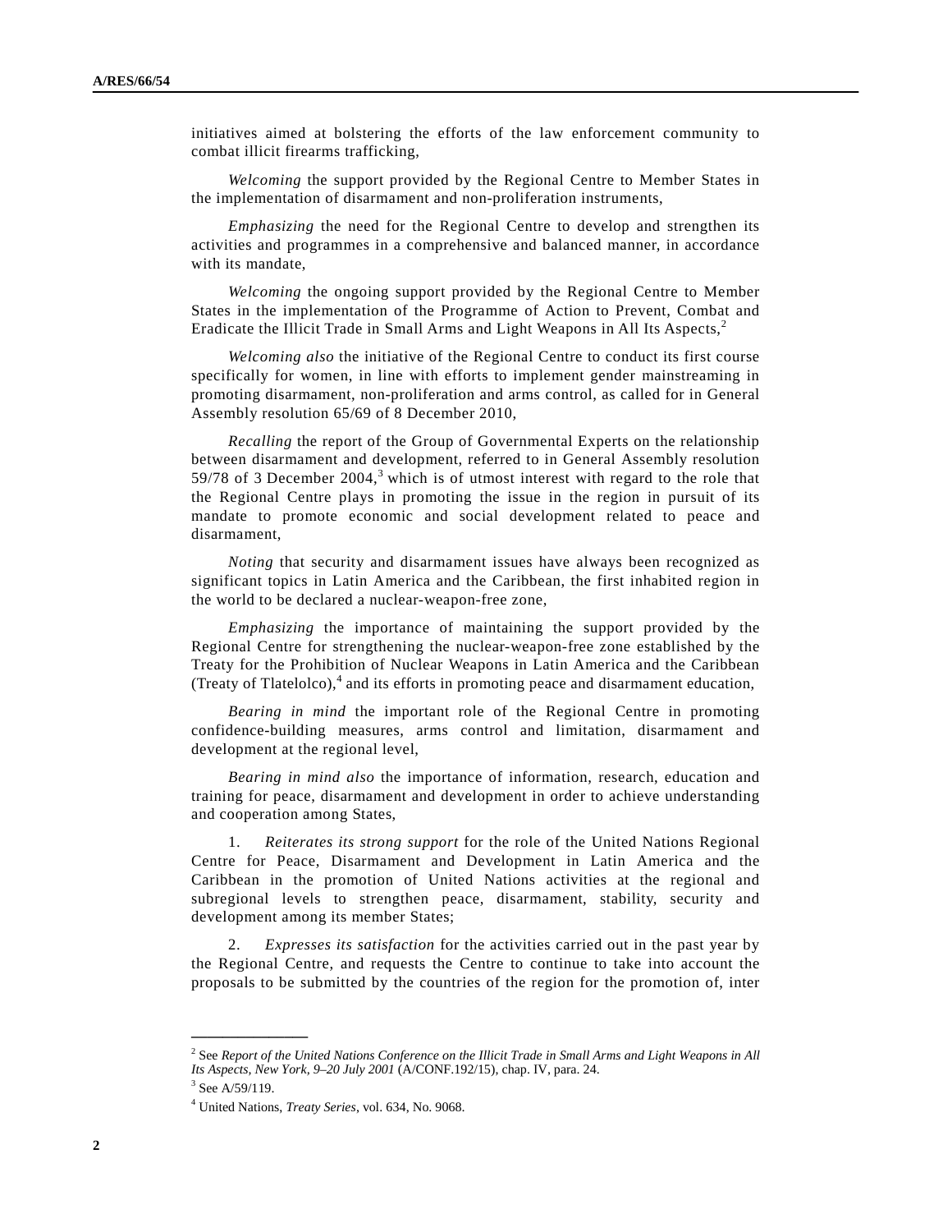initiatives aimed at bolstering the efforts of the law enforcement community to combat illicit firearms trafficking,

*Welcoming* the support provided by the Regional Centre to Member States in the implementation of disarmament and non-proliferation instruments,

*Emphasizing* the need for the Regional Centre to develop and strengthen its activities and programmes in a comprehensive and balanced manner, in accordance with its mandate,

*Welcoming* the ongoing support provided by the Regional Centre to Member States in the implementation of the Programme of Action to Prevent, Combat and Eradicate the Illicit Trade in Small Arms and Light Weapons in All Its Aspects,[2]

*Welcoming also* the initiative of the Regional Centre to conduct its first course specifically for women, in line with efforts to implement gender mainstreaming in promoting disarmament, non-proliferation and arms control, as called for in General Assembly resolution 65/69 of 8 December 2010,

*Recalling* the report of the Group of Governmental Experts on the relationship between disarmament and development, referred to in General Assembly resolution 59/78 of 3 December 2004,[3] which is of utmost interest with regard to the role that the Regional Centre plays in promoting the issue in the region in pursuit of its mandate to promote economic and social development related to peace and disarmament,

*Noting* that security and disarmament issues have always been recognized as significant topics in Latin America and the Caribbean, the first inhabited region in the world to be declared a nuclear-weapon-free zone,

*Emphasizing* the importance of maintaining the support provided by the Regional Centre for strengthening the nuclear-weapon-free zone established by the Treaty for the Prohibition of Nuclear Weapons in Latin America and the Caribbean (Treaty of Tlatelolco),[4] and its efforts in promoting peace and disarmament education,

*Bearing in mind* the important role of the Regional Centre in promoting confidence-building measures, arms control and limitation, disarmament and development at the regional level,

*Bearing in mind also* the importance of information, research, education and training for peace, disarmament and development in order to achieve understanding and cooperation among States,

1. *Reiterates its strong support* for the role of the United Nations Regional Centre for Peace, Disarmament and Development in Latin America and the Caribbean in the promotion of United Nations activities at the regional and subregional levels to strengthen peace, disarmament, stability, security and development among its member States;

2. *Expresses its satisfaction* for the activities carried out in the past year by the Regional Centre, and requests the Centre to continue to take into account the proposals to be submitted by the countries of the region for the promotion of, inter

---

[2] See *Report of the United Nations Conference on the Illicit Trade in Small Arms and Light Weapons in All Its Aspects, New York, 9–20 July 2001* (A/CONF.192/15), chap. IV, para. 24.

[3] See A/59/119.

[4] United Nations, *Treaty Series*, vol. 634, No. 9068.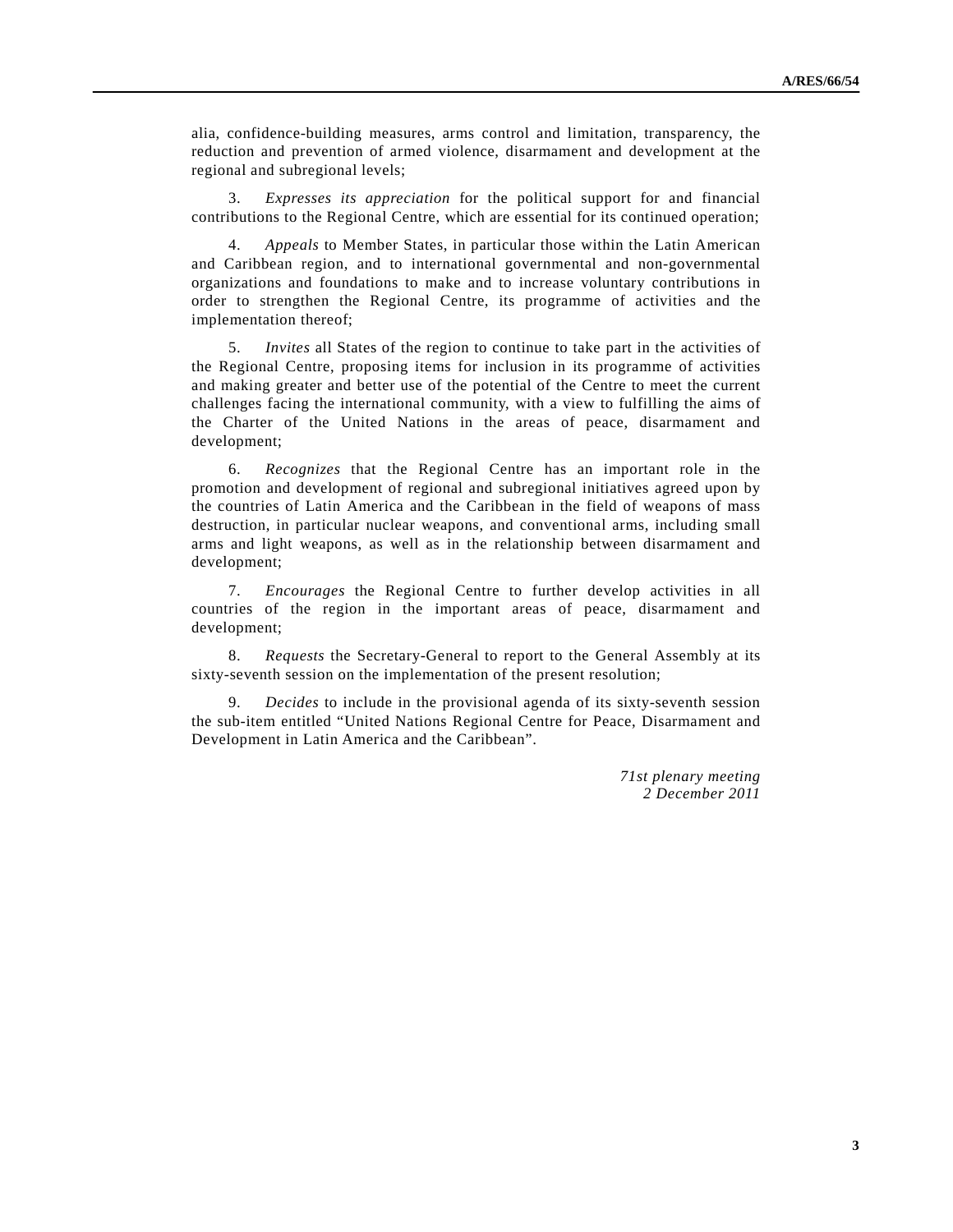alia, confidence-building measures, arms control and limitation, transparency, the reduction and prevention of armed violence, disarmament and development at the regional and subregional levels;

3. *Expresses its appreciation* for the political support for and financial contributions to the Regional Centre, which are essential for its continued operation;

4. *Appeals* to Member States, in particular those within the Latin American and Caribbean region, and to international governmental and non-governmental organizations and foundations to make and to increase voluntary contributions in order to strengthen the Regional Centre, its programme of activities and the implementation thereof;

5. *Invites* all States of the region to continue to take part in the activities of the Regional Centre, proposing items for inclusion in its programme of activities and making greater and better use of the potential of the Centre to meet the current challenges facing the international community, with a view to fulfilling the aims of the Charter of the United Nations in the areas of peace, disarmament and development;

6. *Recognizes* that the Regional Centre has an important role in the promotion and development of regional and subregional initiatives agreed upon by the countries of Latin America and the Caribbean in the field of weapons of mass destruction, in particular nuclear weapons, and conventional arms, including small arms and light weapons, as well as in the relationship between disarmament and development;

7. *Encourages* the Regional Centre to further develop activities in all countries of the region in the important areas of peace, disarmament and development;

8. *Requests* the Secretary-General to report to the General Assembly at its sixty-seventh session on the implementation of the present resolution;

9. *Decides* to include in the provisional agenda of its sixty-seventh session the sub-item entitled "United Nations Regional Centre for Peace, Disarmament and Development in Latin America and the Caribbean".

*71st plenary meeting*
*2 December 2011*